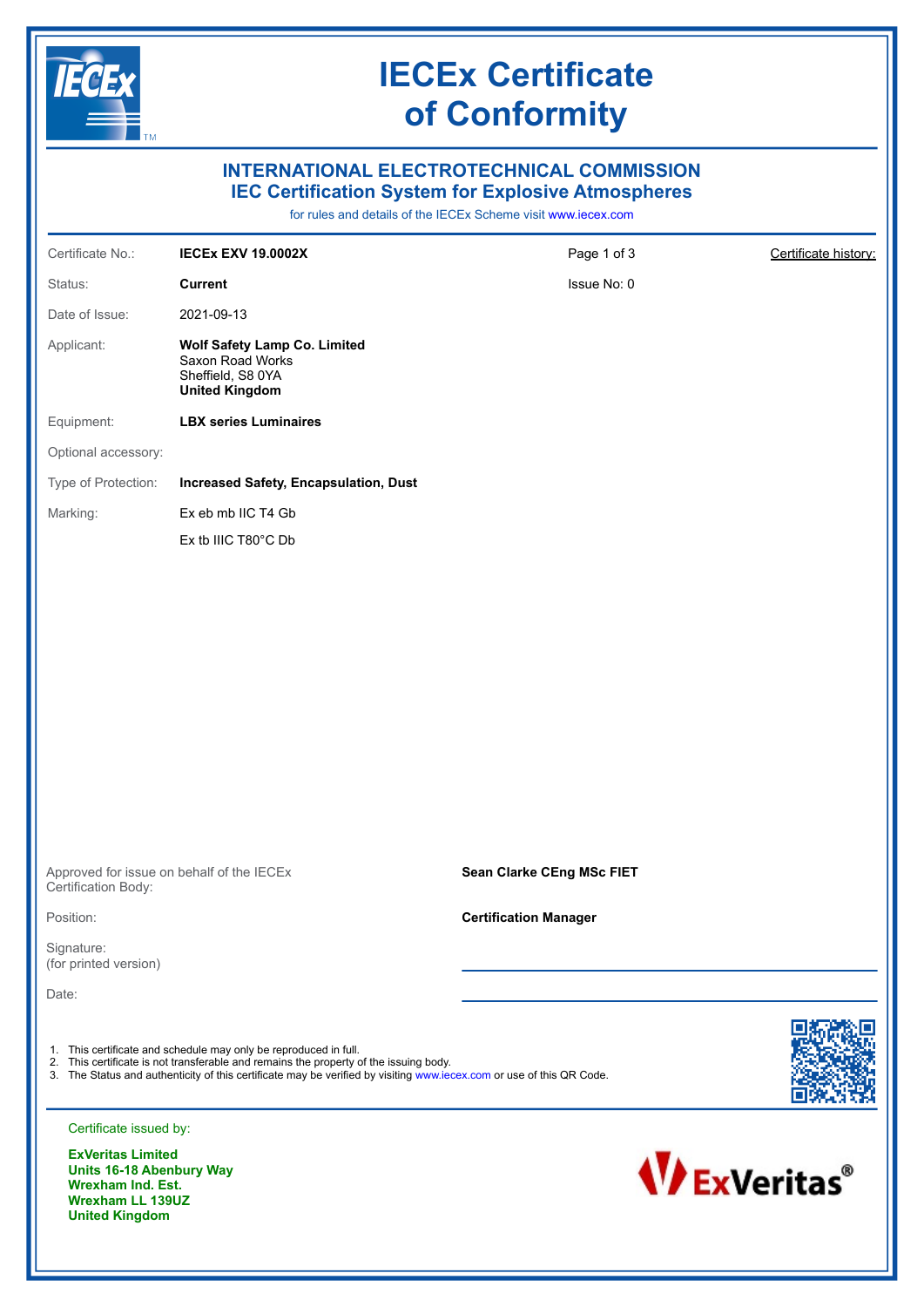# IECEx Certificate of Conformity

## INTERNATIONAL ELECTROTECHNICAL COMMISSION
## IEC Certification System for Explosive Atmospheres

for rules and details of the IECEx Scheme visit www.iecex.com

| | | | |
|---|---|---|---|
| Certificate No.: | **IECEx EXV 19.0002X** | Page 1 of 3 | Certificate history: |
| Status: | **Current** | Issue No: 0 | |
| Date of Issue: | 2021-09-13 | | |
| Applicant: | **Wolf Safety Lamp Co. Limited**<br>Saxon Road Works<br>Sheffield, S8 0YA<br>**United Kingdom** | | |
| Equipment: | **LBX series Luminaires** | | |
| Optional accessory: | | | |
| Type of Protection: | **Increased Safety, Encapsulation, Dust** | | |
| Marking: | Ex eb mb IIC T4 Gb<br>Ex tb IIIC T80°C Db | | |

| | |
|---|---|
| Approved for issue on behalf of the IECEx Certification Body: | **Sean Clarke CEng MSc FIET** |
| Position: | **Certification Manager** |
| Signature: (for printed version) | |
| Date: | |

1. This certificate and schedule may only be reproduced in full.
2. This certificate is not transferable and remains the property of the issuing body.
3. The Status and authenticity of this certificate may be verified by visiting www.iecex.com or use of this QR Code.

Certificate issued by:

**ExVeritas Limited**
**Units 16-18 Abenbury Way**
**Wrexham Ind. Est.**
**Wrexham LL 139UZ**
**United Kingdom**

ExVeritas®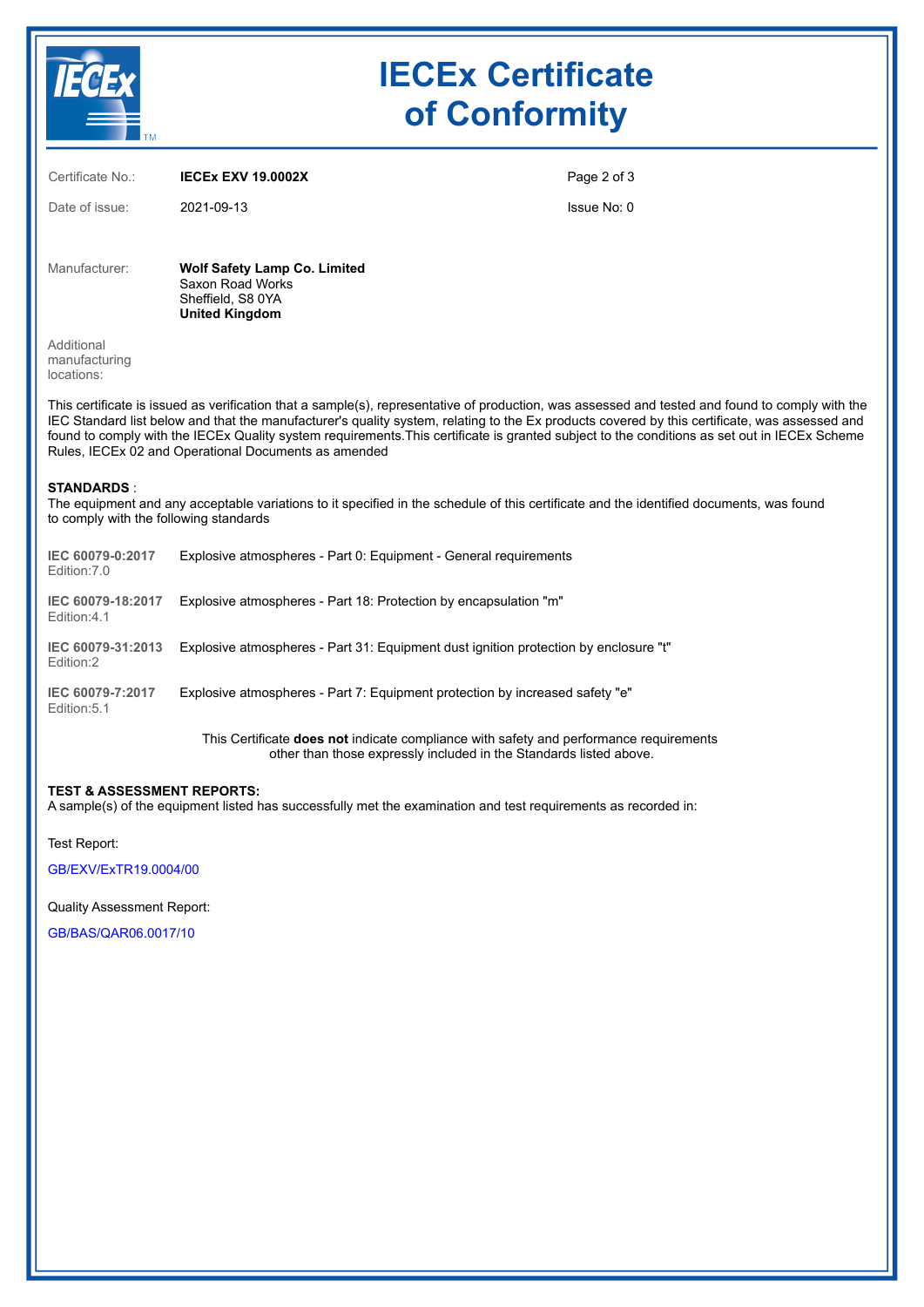# IECEx Certificate of Conformity

| | | | |
|---|---|---|---|
| Certificate No.: | **IECEx EXV 19.0002X** | | |
| Date of issue: | 2021-09-13 | Issue No: 0 | |

Manufacturer: **Wolf Safety Lamp Co. Limited**
Saxon Road Works
Sheffield, S8 0YA
**United Kingdom**

Additional manufacturing locations:

This certificate is issued as verification that a sample(s), representative of production, was assessed and tested and found to comply with the IEC Standard list below and that the manufacturer's quality system, relating to the Ex products covered by this certificate, was assessed and found to comply with the IECEx Quality system requirements.This certificate is granted subject to the conditions as set out in IECEx Scheme Rules, IECEx 02 and Operational Documents as amended

**STANDARDS** :
The equipment and any acceptable variations to it specified in the schedule of this certificate and the identified documents, was found to comply with the following standards

| Standard | Title |
|---|---|
| **IEC 60079-0:2017** Edition:7.0 | Explosive atmospheres - Part 0: Equipment - General requirements |
| **IEC 60079-18:2017** Edition:4.1 | Explosive atmospheres - Part 18: Protection by encapsulation "m" |
| **IEC 60079-31:2013** Edition:2 | Explosive atmospheres - Part 31: Equipment dust ignition protection by enclosure "t" |
| **IEC 60079-7:2017** Edition:5.1 | Explosive atmospheres - Part 7: Equipment protection by increased safety "e" |

This Certificate **does not** indicate compliance with safety and performance requirements other than those expressly included in the Standards listed above.

**TEST & ASSESSMENT REPORTS:**
A sample(s) of the equipment listed has successfully met the examination and test requirements as recorded in:

Test Report:

GB/EXV/ExTR19.0004/00

Quality Assessment Report:

GB/BAS/QAR06.0017/10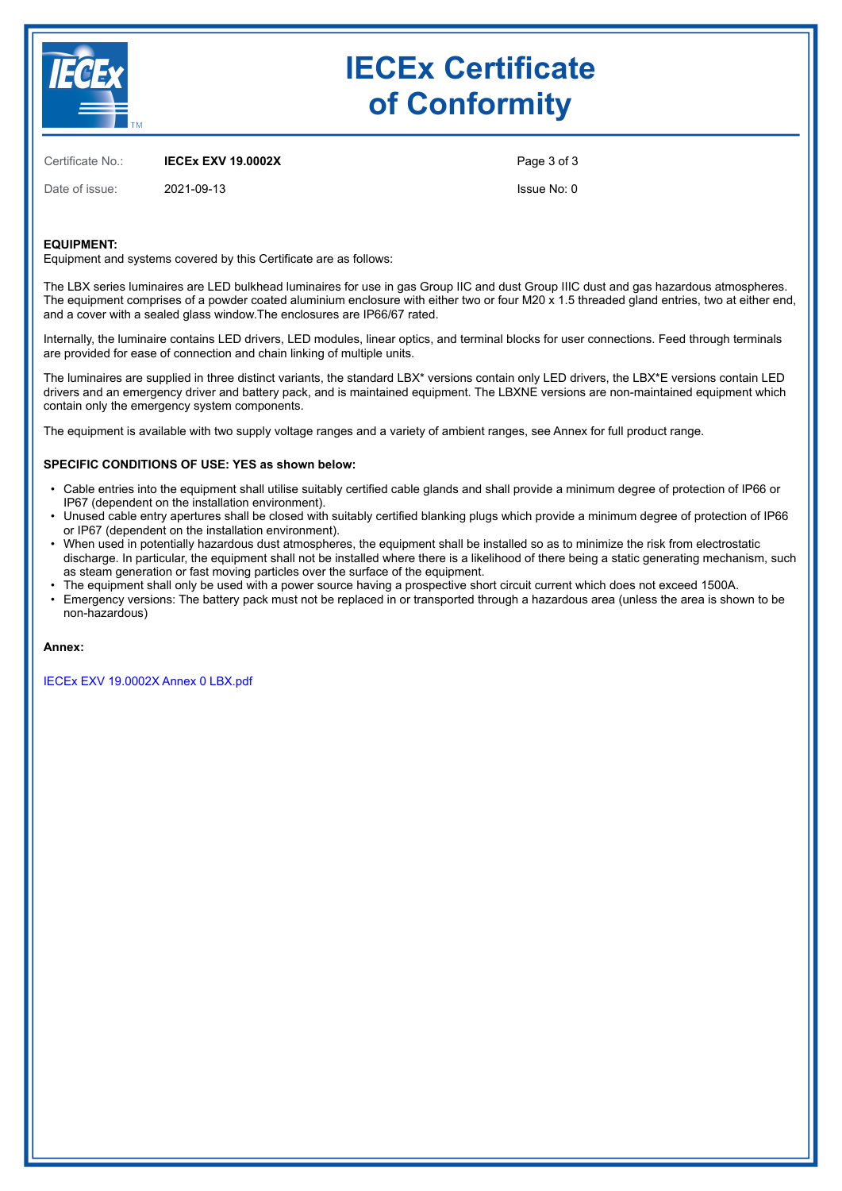# IECEx Certificate of Conformity

Certificate No.: **IECEx EXV 19.0002X**

Date of issue: 2021-09-13

Issue No: 0

**EQUIPMENT:**
Equipment and systems covered by this Certificate are as follows:

The LBX series luminaires are LED bulkhead luminaires for use in gas Group IIC and dust Group IIIC dust and gas hazardous atmospheres. The equipment comprises of a powder coated aluminium enclosure with either two or four M20 x 1.5 threaded gland entries, two at either end, and a cover with a sealed glass window.The enclosures are IP66/67 rated.

Internally, the luminaire contains LED drivers, LED modules, linear optics, and terminal blocks for user connections. Feed through terminals are provided for ease of connection and chain linking of multiple units.

The luminaires are supplied in three distinct variants, the standard LBX* versions contain only LED drivers, the LBX*E versions contain LED drivers and an emergency driver and battery pack, and is maintained equipment. The LBXNE versions are non-maintained equipment which contain only the emergency system components.

The equipment is available with two supply voltage ranges and a variety of ambient ranges, see Annex for full product range.

**SPECIFIC CONDITIONS OF USE: YES as shown below:**

- Cable entries into the equipment shall utilise suitably certified cable glands and shall provide a minimum degree of protection of IP66 or IP67 (dependent on the installation environment).
- Unused cable entry apertures shall be closed with suitably certified blanking plugs which provide a minimum degree of protection of IP66 or IP67 (dependent on the installation environment).
- When used in potentially hazardous dust atmospheres, the equipment shall be installed so as to minimize the risk from electrostatic discharge. In particular, the equipment shall not be installed where there is a likelihood of there being a static generating mechanism, such as steam generation or fast moving particles over the surface of the equipment.
- The equipment shall only be used with a power source having a prospective short circuit current which does not exceed 1500A.
- Emergency versions: The battery pack must not be replaced in or transported through a hazardous area (unless the area is shown to be non-hazardous)

**Annex:**

IECEx EXV 19.0002X Annex 0 LBX.pdf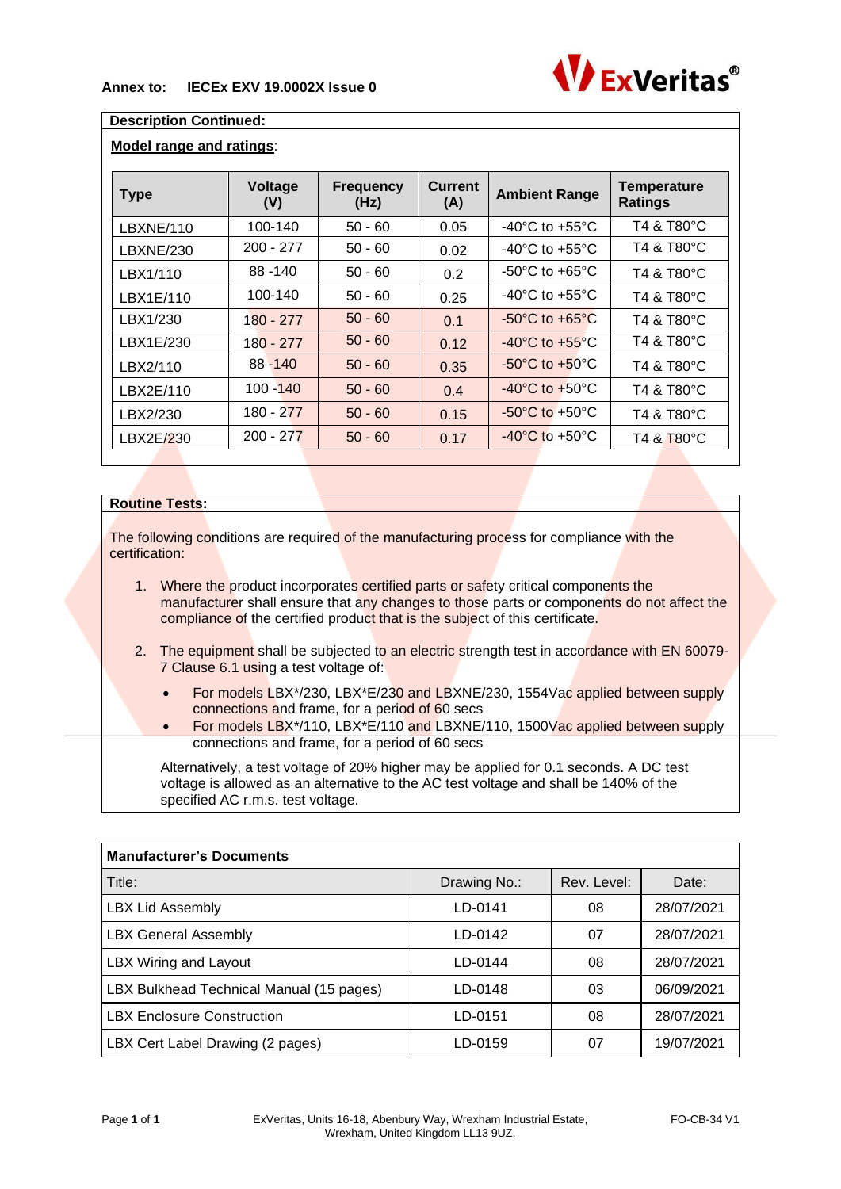**Annex to: IECEx EXV 19.0002X Issue 0**

**Description Continued:**

**Model range and ratings**:

| Type | Voltage (V) | Frequency (Hz) | Current (A) | Ambient Range | Temperature Ratings |
|---|---|---|---|---|---|
| LBXNE/110 | 100-140 | 50 - 60 | 0.05 | -40°C to +55°C | T4 & T80°C |
| LBXNE/230 | 200 - 277 | 50 - 60 | 0.02 | -40°C to +55°C | T4 & T80°C |
| LBX1/110 | 88 -140 | 50 - 60 | 0.2 | -50°C to +65°C | T4 & T80°C |
| LBX1E/110 | 100-140 | 50 - 60 | 0.25 | -40°C to +55°C | T4 & T80°C |
| LBX1/230 | 180 - 277 | 50 - 60 | 0.1 | -50°C to +65°C | T4 & T80°C |
| LBX1E/230 | 180 - 277 | 50 - 60 | 0.12 | -40°C to +55°C | T4 & T80°C |
| LBX2/110 | 88 -140 | 50 - 60 | 0.35 | -50°C to +50°C | T4 & T80°C |
| LBX2E/110 | 100 -140 | 50 - 60 | 0.4 | -40°C to +50°C | T4 & T80°C |
| LBX2/230 | 180 - 277 | 50 - 60 | 0.15 | -50°C to +50°C | T4 & T80°C |
| LBX2E/230 | 200 - 277 | 50 - 60 | 0.17 | -40°C to +50°C | T4 & T80°C |

**Routine Tests:**

The following conditions are required of the manufacturing process for compliance with the certification:

1. Where the product incorporates certified parts or safety critical components the manufacturer shall ensure that any changes to those parts or components do not affect the compliance of the certified product that is the subject of this certificate.

2. The equipment shall be subjected to an electric strength test in accordance with EN 60079-7 Clause 6.1 using a test voltage of:

   - For models LBX*/230, LBX*E/230 and LBXNE/230, 1554Vac applied between supply connections and frame, for a period of 60 secs
   - For models LBX*/110, LBX*E/110 and LBXNE/110, 1500Vac applied between supply connections and frame, for a period of 60 secs

   Alternatively, a test voltage of 20% higher may be applied for 0.1 seconds. A DC test voltage is allowed as an alternative to the AC test voltage and shall be 140% of the specified AC r.m.s. test voltage.

| **Manufacturer's Documents** | | | |
|---|---|---|---|
| Title: | Drawing No.: | Rev. Level: | Date: |
| LBX Lid Assembly | LD-0141 | 08 | 28/07/2021 |
| LBX General Assembly | LD-0142 | 07 | 28/07/2021 |
| LBX Wiring and Layout | LD-0144 | 08 | 28/07/2021 |
| LBX Bulkhead Technical Manual (15 pages) | LD-0148 | 03 | 06/09/2021 |
| LBX Enclosure Construction | LD-0151 | 08 | 28/07/2021 |
| LBX Cert Label Drawing (2 pages) | LD-0159 | 07 | 19/07/2021 |